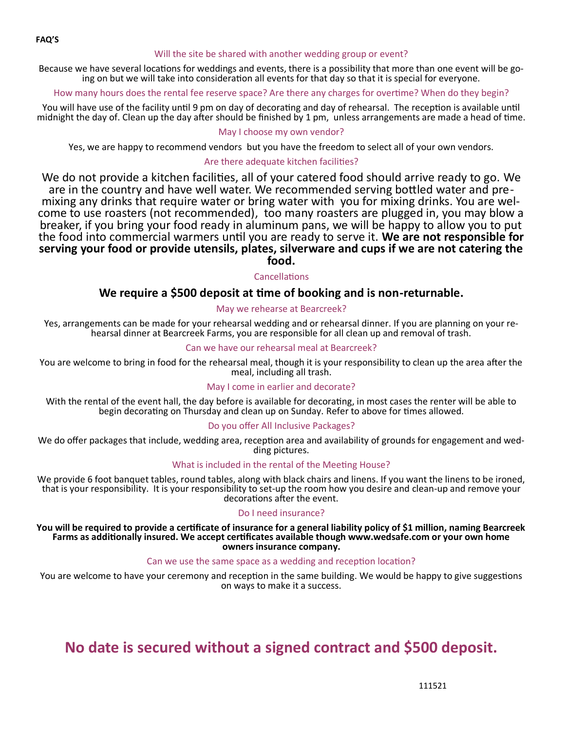**FAQ'S**

### Will the site be shared with another wedding group or event?

Because we have several locations for weddings and events, there is a possibility that more than one event will be going on but we will take into consideration all events for that day so that it is special for everyone.

### How many hours does the rental fee reserve space? Are there any charges for overtime? When do they begin?

You will have use of the facility until 9 pm on day of decorating and day of rehearsal. The reception is available until midnight the day of. Clean up the day after should be finished by 1 pm, unless arrangements are made a head of time.

### May I choose my own vendor?

Yes, we are happy to recommend vendors but you have the freedom to select all of your own vendors.

### Are there adequate kitchen facilities?

We do not provide a kitchen facilities, all of your catered food should arrive ready to go. We are in the country and have well water. We recommended serving bottled water and pre-mixing any drinks that require water or bring water with you for mixing drinks. You are welcome to use roasters (not recommended), too many roasters are plugged in, you may blow a breaker, if you bring your food ready in aluminum pans, we will be happy to allow you to put the food into commercial warmers until you are ready to serve it. **We are not responsible for serving your food or provide utensils, plates, silverware and cups if we are not catering the food.**

### Cancellations

**We require a $500 deposit at time of booking and is non-returnable.**

### May we rehearse at Bearcreek?

Yes, arrangements can be made for your rehearsal wedding and or rehearsal dinner. If you are planning on your rehearsal dinner at Bearcreek Farms, you are responsible for all clean up and removal of trash.

### Can we have our rehearsal meal at Bearcreek?

You are welcome to bring in food for the rehearsal meal, though it is your responsibility to clean up the area after the meal, including all trash.

### May I come in earlier and decorate?

With the rental of the event hall, the day before is available for decorating, in most cases the renter will be able to begin decorating on Thursday and clean up on Sunday. Refer to above for times allowed.

### Do you offer All Inclusive Packages?

We do offer packages that include, wedding area, reception area and availability of grounds for engagement and wedding pictures.

### What is included in the rental of the Meeting House?

We provide 6 foot banquet tables, round tables, along with black chairs and linens. If you want the linens to be ironed, that is your responsibility. It is your responsibility to set-up the room how you desire and clean-up and remove your decorations after the event.

### Do I need insurance?

**You will be required to provide a certificate of insurance for a general liability policy of $1 million, naming Bearcreek Farms as additionally insured. We accept certificates available though www.wedsafe.com or your own home owners insurance company.**

### Can we use the same space as a wedding and reception location?

You are welcome to have your ceremony and reception in the same building. We would be happy to give suggestions on ways to make it a success.

## No date is secured without a signed contract and $500 deposit.

111521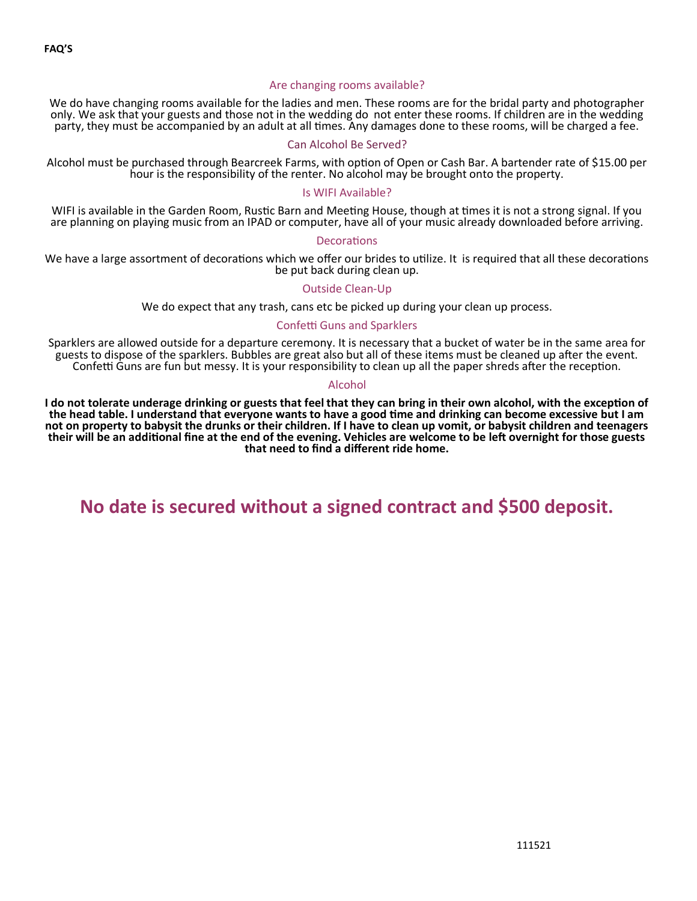**FAQ'S**

### Are changing rooms available?

We do have changing rooms available for the ladies and men. These rooms are for the bridal party and photographer only. We ask that your guests and those not in the wedding do not enter these rooms. If children are in the wedding party, they must be accompanied by an adult at all times. Any damages done to these rooms, will be charged a fee.

### Can Alcohol Be Served?

Alcohol must be purchased through Bearcreek Farms, with option of Open or Cash Bar. A bartender rate of $15.00 per hour is the responsibility of the renter. No alcohol may be brought onto the property.

### Is WIFI Available?

WIFI is available in the Garden Room, Rustic Barn and Meeting House, though at times it is not a strong signal. If you are planning on playing music from an IPAD or computer, have all of your music already downloaded before arriving.

### Decorations

We have a large assortment of decorations which we offer our brides to utilize. It is required that all these decorations be put back during clean up.

### Outside Clean-Up

We do expect that any trash, cans etc be picked up during your clean up process.

### Confetti Guns and Sparklers

Sparklers are allowed outside for a departure ceremony. It is necessary that a bucket of water be in the same area for guests to dispose of the sparklers. Bubbles are great also but all of these items must be cleaned up after the event. Confetti Guns are fun but messy. It is your responsibility to clean up all the paper shreds after the reception.

### Alcohol

**I do not tolerate underage drinking or guests that feel that they can bring in their own alcohol, with the exception of the head table. I understand that everyone wants to have a good time and drinking can become excessive but I am not on property to babysit the drunks or their children. If I have to clean up vomit, or babysit children and teenagers their will be an additional fine at the end of the evening. Vehicles are welcome to be left overnight for those guests that need to find a different ride home.**

## No date is secured without a signed contract and $500 deposit.

111521